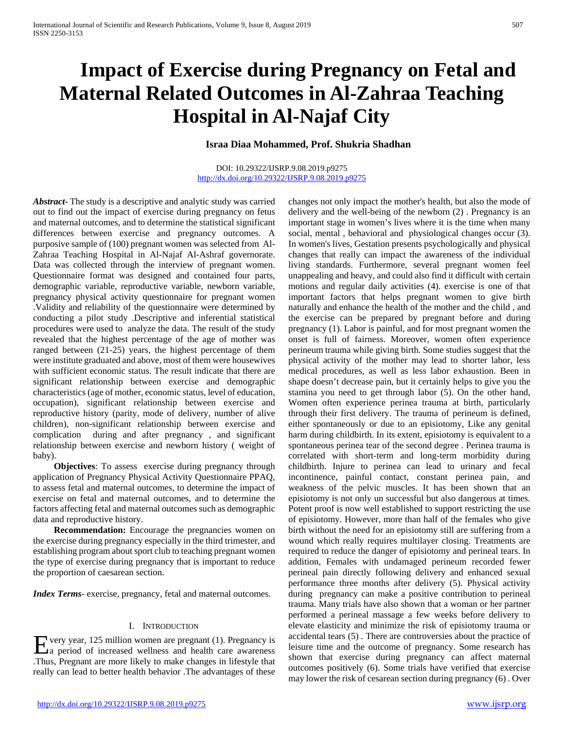# Impact of Exercise during Pregnancy on Fetal and Maternal Related Outcomes in Al-Zahraa Teaching Hospital in Al-Najaf City

**Israa Diaa Mohammed, Prof. Shukria Shadhan**

DOI: 10.29322/IJSRP.9.08.2019.p9275
http://dx.doi.org/10.29322/IJSRP.9.08.2019.p9275

***Abstract-*** The study is a descriptive and analytic study was carried out to find out the impact of exercise during pregnancy on fetus and maternal outcomes, and to determine the statistical significant differences between exercise and pregnancy outcomes. A purposive sample of (100) pregnant women was selected from Al-Zahraa Teaching Hospital in Al-Najaf Al-Ashraf governorate. Data was collected through the interview of pregnant women. Questionnaire format was designed and contained four parts, demographic variable, reproductive variable, newborn variable, pregnancy physical activity questionnaire for pregnant women .Validity and reliability of the questionnaire were determined by conducting a pilot study .Descriptive and inferential statistical procedures were used to analyze the data. The result of the study revealed that the highest percentage of the age of mother was ranged between (21-25) years, the highest percentage of them were institute graduated and above, most of them were housewives with sufficient economic status. The result indicate that there are significant relationship between exercise and demographic characteristics (age of mother, economic status, level of education, occupation), significant relationship between exercise and reproductive history (parity, mode of delivery, number of alive children), non-significant relationship between exercise and complication during and after pregnancy , and significant relationship between exercise and newborn history ( weight of baby).

**Objectives**: To assess exercise during pregnancy through application of Pregnancy Physical Activity Questionnaire PPAQ, to assess fetal and maternal outcomes, to determine the impact of exercise on fetal and maternal outcomes, and to determine the factors affecting fetal and maternal outcomes such as demographic data and reproductive history.

**Recommendation:** Encourage the pregnancies women on the exercise during pregnancy especially in the third trimester, and establishing program about sport club to teaching pregnant women the type of exercise during pregnancy that is important to reduce the proportion of caesarean section.

***Index Terms*****-** exercise, pregnancy, fetal and maternal outcomes.

## I. Introduction

Every year, 125 million women are pregnant (1). Pregnancy is a period of increased wellness and health care awareness .Thus, Pregnant are more likely to make changes in lifestyle that really can lead to better health behavior .The advantages of these changes not only impact the mother's health, but also the mode of delivery and the well-being of the newborn (2) . Pregnancy is an important stage in women's lives where it is the time when many social, mental , behavioral and physiological changes occur (3). In women's lives, Gestation presents psychologically and physical changes that really can impact the awareness of the individual living standards. Furthermore, several pregnant women feel unappealing and heavy, and could also find it difficult with certain motions and regular daily activities (4). exercise is one of that important factors that helps pregnant women to give birth naturally and enhance the health of the mother and the child , and the exercise can be prepared by pregnant before and during pregnancy (1). Labor is painful, and for most pregnant women the onset is full of fairness. Moreover, women often experience perineum trauma while giving birth. Some studies suggest that the physical activity of the mother may lead to shorter labor, less medical procedures, as well as less labor exhaustion. Been in shape doesn't decrease pain, but it certainly helps to give you the stamina you need to get through labor (5). On the other hand, Women often experience perinea trauma at birth, particularly through their first delivery. The trauma of perineum is defined, either spontaneously or due to an episiotomy, Like any genital harm during childbirth. In its extent, episiotomy is equivalent to a spontaneous perinea tear of the second degree . Perinea trauma is correlated with short-term and long-term morbidity during childbirth. Injure to perinea can lead to urinary and fecal incontinence, painful contact, constant perinea pain, and weakness of the pelvic muscles. It has been shown that an episiotomy is not only un successful but also dangerous at times. Potent proof is now well established to support restricting the use of episiotomy. However, more than half of the females who give birth without the need for an episiotomy still are suffering from a wound which really requires multilayer closing. Treatments are required to reduce the danger of episiotomy and perineal tears. In addition, Females with undamaged perineum recorded fewer perineal pain directly following delivery and enhanced sexual performance three months after delivery (5). Physical activity during pregnancy can make a positive contribution to perineal trauma. Many trials have also shown that a woman or her partner performed a perineal massage a few weeks before delivery to elevate elasticity and minimize the risk of episiotomy trauma or accidental tears (5) . There are controversies about the practice of leisure time and the outcome of pregnancy. Some research has shown that exercise during pregnancy can affect maternal outcomes positively (6). Some trials have verified that exercise may lower the risk of cesarean section during pregnancy (6) . Over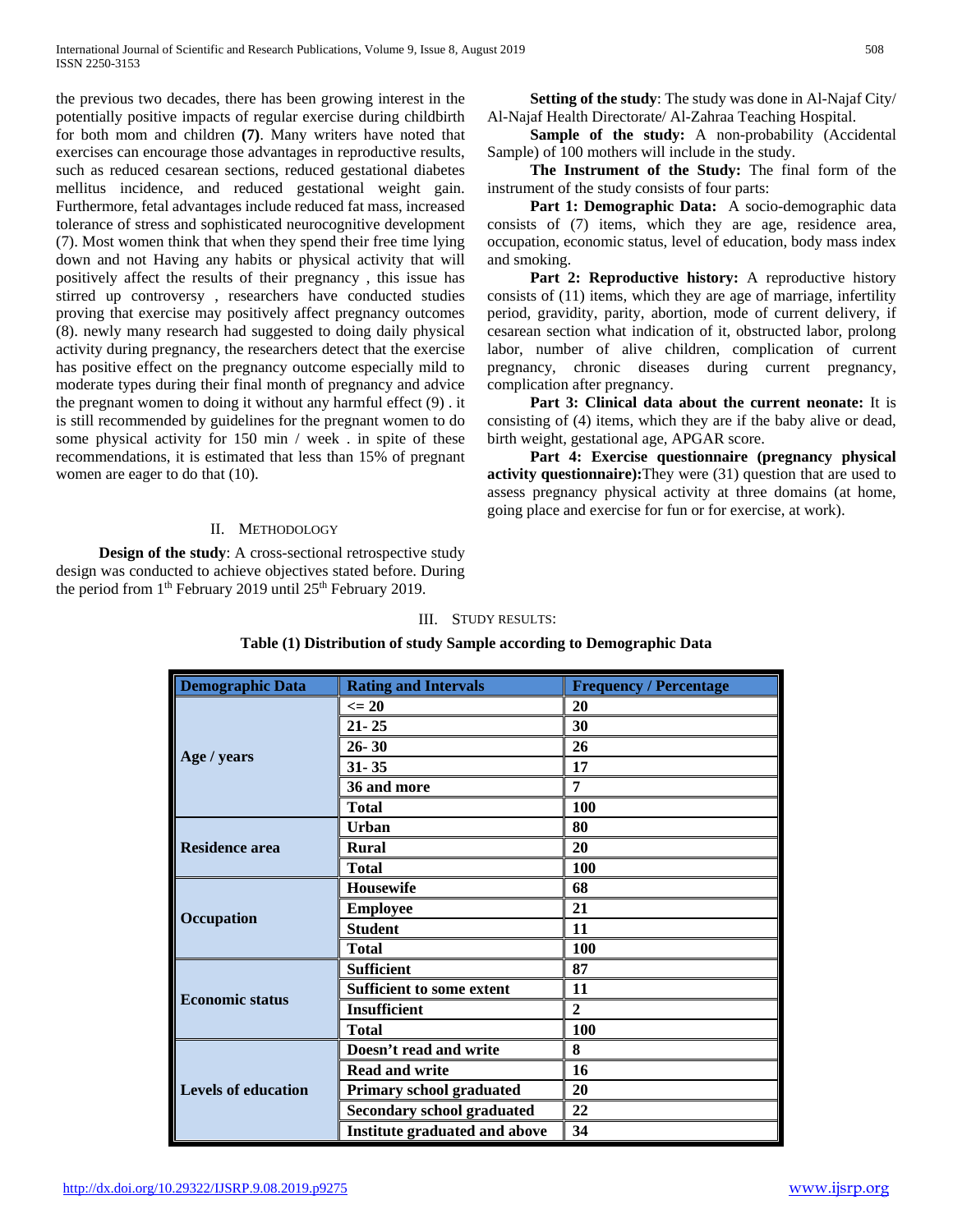the previous two decades, there has been growing interest in the potentially positive impacts of regular exercise during childbirth for both mom and children **(7)**. Many writers have noted that exercises can encourage those advantages in reproductive results, such as reduced cesarean sections, reduced gestational diabetes mellitus incidence, and reduced gestational weight gain. Furthermore, fetal advantages include reduced fat mass, increased tolerance of stress and sophisticated neurocognitive development (7). Most women think that when they spend their free time lying down and not Having any habits or physical activity that will positively affect the results of their pregnancy , this issue has stirred up controversy , researchers have conducted studies proving that exercise may positively affect pregnancy outcomes (8). newly many research had suggested to doing daily physical activity during pregnancy, the researchers detect that the exercise has positive effect on the pregnancy outcome especially mild to moderate types during their final month of pregnancy and advice the pregnant women to doing it without any harmful effect (9) . it is still recommended by guidelines for the pregnant women to do some physical activity for 150 min / week . in spite of these recommendations, it is estimated that less than 15% of pregnant women are eager to do that (10).

## II. Methodology

**Design of the study**: A cross-sectional retrospective study design was conducted to achieve objectives stated before. During the period from 1th February 2019 until 25th February 2019.

**Setting of the study**: The study was done in Al-Najaf City/ Al-Najaf Health Directorate/ Al-Zahraa Teaching Hospital.

**Sample of the study:** A non-probability (Accidental Sample) of 100 mothers will include in the study.

**The Instrument of the Study:** The final form of the instrument of the study consists of four parts:

**Part 1: Demographic Data:** A socio-demographic data consists of (7) items, which they are age, residence area, occupation, economic status, level of education, body mass index and smoking.

**Part 2: Reproductive history:** A reproductive history consists of (11) items, which they are age of marriage, infertility period, gravidity, parity, abortion, mode of current delivery, if cesarean section what indication of it, obstructed labor, prolong labor, number of alive children, complication of current pregnancy, chronic diseases during current pregnancy, complication after pregnancy.

**Part 3: Clinical data about the current neonate:** It is consisting of (4) items, which they are if the baby alive or dead, birth weight, gestational age, APGAR score.

**Part 4: Exercise questionnaire (pregnancy physical activity questionnaire):**They were (31) question that are used to assess pregnancy physical activity at three domains (at home, going place and exercise for fun or for exercise, at work).

## III. Study Results:

**Table (1) Distribution of study Sample according to Demographic Data**

| Demographic Data | Rating and Intervals | Frequency / Percentage |
|---|---|---|
| Age / years | <= 20 | 20 |
| | 21- 25 | 30 |
| | 26- 30 | 26 |
| | 31- 35 | 17 |
| | 36 and more | 7 |
| | Total | 100 |
| Residence area | Urban | 80 |
| | Rural | 20 |
| | Total | 100 |
| Occupation | Housewife | 68 |
| | Employee | 21 |
| | Student | 11 |
| | Total | 100 |
| Economic status | Sufficient | 87 |
| | Sufficient to some extent | 11 |
| | Insufficient | 2 |
| | Total | 100 |
| Levels of education | Doesn't read and write | 8 |
| | Read and write | 16 |
| | Primary school graduated | 20 |
| | Secondary school graduated | 22 |
| | Institute graduated and above | 34 |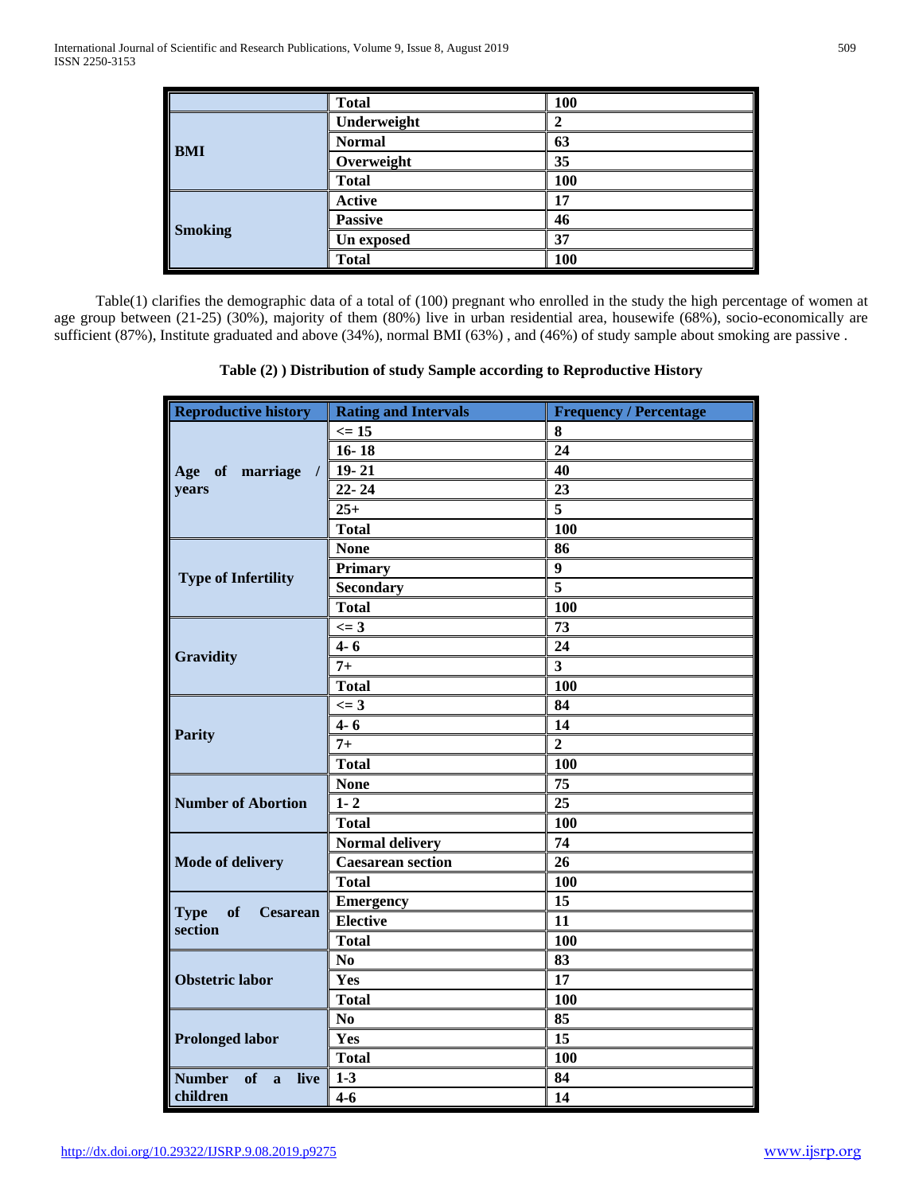| | | |
|---|---|---|
| | **Total** | **100** |
| **BMI** | **Underweight** | **2** |
| | **Normal** | **63** |
| | **Overweight** | **35** |
| | **Total** | **100** |
| **Smoking** | **Active** | **17** |
| | **Passive** | **46** |
| | **Un exposed** | **37** |
| | **Total** | **100** |

Table(1) clarifies the demographic data of a total of (100) pregnant who enrolled in the study the high percentage of women at age group between (21-25) (30%), majority of them (80%) live in urban residential area, housewife (68%), socio-economically are sufficient (87%), Institute graduated and above (34%), normal BMI (63%) , and (46%) of study sample about smoking are passive .

**Table (2) ) Distribution of study Sample according to Reproductive History**

| Reproductive history | Rating and Intervals | Frequency / Percentage |
|---|---|---|
| **Age of marriage / years** | **<= 15** | **8** |
| | **16- 18** | **24** |
| | **19- 21** | **40** |
| | **22- 24** | **23** |
| | **25+** | **5** |
| | **Total** | **100** |
| **Type of Infertility** | **None** | **86** |
| | **Primary** | **9** |
| | **Secondary** | **5** |
| | **Total** | **100** |
| **Gravidity** | **<= 3** | **73** |
| | **4- 6** | **24** |
| | **7+** | **3** |
| | **Total** | **100** |
| **Parity** | **<= 3** | **84** |
| | **4- 6** | **14** |
| | **7+** | **2** |
| | **Total** | **100** |
| **Number of Abortion** | **None** | **75** |
| | **1- 2** | **25** |
| | **Total** | **100** |
| **Mode of delivery** | **Normal delivery** | **74** |
| | **Caesarean section** | **26** |
| | **Total** | **100** |
| **Type of Cesarean section** | **Emergency** | **15** |
| | **Elective** | **11** |
| | **Total** | **100** |
| **Obstetric labor** | **No** | **83** |
| | **Yes** | **17** |
| | **Total** | **100** |
| **Prolonged labor** | **No** | **85** |
| | **Yes** | **15** |
| | **Total** | **100** |
| **Number of a live children** | **1-3** | **84** |
| | **4-6** | **14** |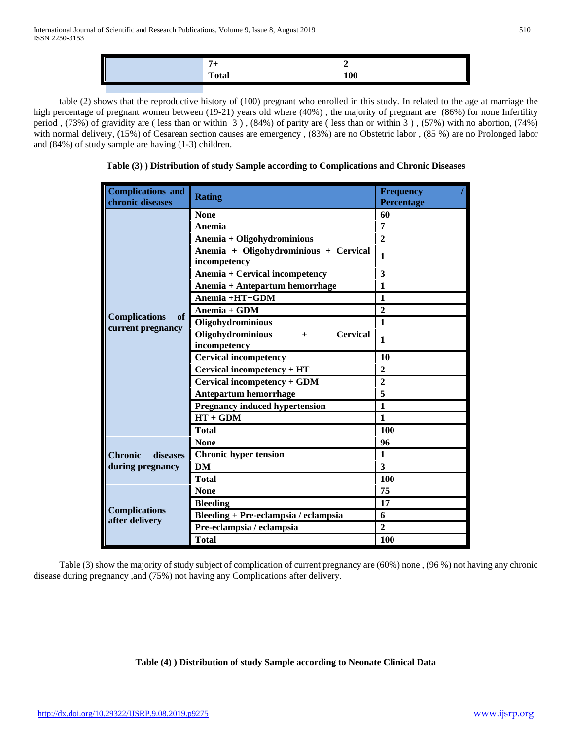| | 7+ | 2 |
|---|---|---|
| | **Total** | **100** |

table (2) shows that the reproductive history of (100) pregnant who enrolled in this study. In related to the age at marriage the high percentage of pregnant women between (19-21) years old where (40%) , the majority of pregnant are (86%) for none Infertility period , (73%) of gravidity are ( less than or within 3 ) , (84%) of parity are ( less than or within 3 ) , (57%) with no abortion, (74%) with normal delivery, (15%) of Cesarean section causes are emergency , (83%) are no Obstetric labor , (85 %) are no Prolonged labor and (84%) of study sample are having (1-3) children.

**Table (3) ) Distribution of study Sample according to Complications and Chronic Diseases**

| Complications and chronic diseases | Rating | Frequency / Percentage |
|---|---|---|
| Complications of current pregnancy | None | 60 |
| | Anemia | 7 |
| | Anemia + Oligohydrominious | 2 |
| | Anemia + Oligohydrominious + Cervical incompetency | 1 |
| | Anemia + Cervical incompetency | 3 |
| | Anemia + Antepartum hemorrhage | 1 |
| | Anemia +HT+GDM | 1 |
| | Anemia + GDM | 2 |
| | Oligohydrominious | 1 |
| | Oligohydrominious + Cervical incompetency | 1 |
| | Cervical incompetency | 10 |
| | Cervical incompetency + HT | 2 |
| | Cervical incompetency + GDM | 2 |
| | Antepartum hemorrhage | 5 |
| | Pregnancy induced hypertension | 1 |
| | HT + GDM | 1 |
| | Total | 100 |
| Chronic diseases during pregnancy | None | 96 |
| | Chronic hyper tension | 1 |
| | DM | 3 |
| | Total | 100 |
| Complications after delivery | None | 75 |
| | Bleeding | 17 |
| | Bleeding + Pre-eclampsia / eclampsia | 6 |
| | Pre-eclampsia / eclampsia | 2 |
| | Total | 100 |

Table (3) show the majority of study subject of complication of current pregnancy are (60%) none , (96 %) not having any chronic disease during pregnancy ,and (75%) not having any Complications after delivery.

**Table (4) ) Distribution of study Sample according to Neonate Clinical Data**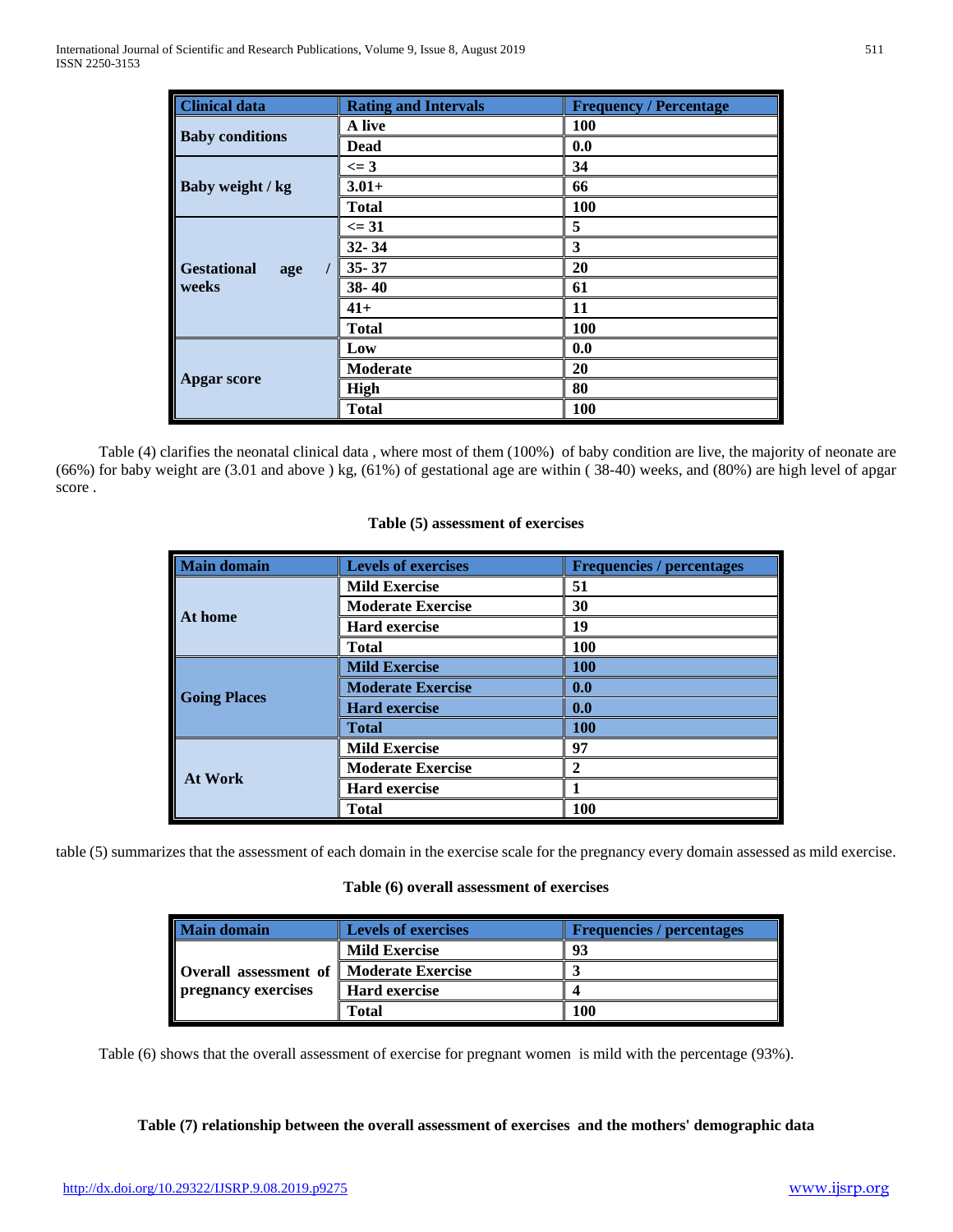| Clinical data | Rating and Intervals | Frequency / Percentage |
|---|---|---|
| Baby conditions | A live | 100 |
| | Dead | 0.0 |
| Baby weight / kg | <= 3 | 34 |
| | 3.01+ | 66 |
| | Total | 100 |
| Gestational age / weeks | <= 31 | 5 |
| | 32- 34 | 3 |
| | 35- 37 | 20 |
| | 38- 40 | 61 |
| | 41+ | 11 |
| | Total | 100 |
| Apgar score | Low | 0.0 |
| | Moderate | 20 |
| | High | 80 |
| | Total | 100 |

Table (4) clarifies the neonatal clinical data , where most of them (100%) of baby condition are live, the majority of neonate are (66%) for baby weight are (3.01 and above ) kg, (61%) of gestational age are within ( 38-40) weeks, and (80%) are high level of apgar score .

**Table (5) assessment of exercises**

| Main domain | Levels of exercises | Frequencies / percentages |
|---|---|---|
| At home | Mild Exercise | 51 |
| | Moderate Exercise | 30 |
| | Hard exercise | 19 |
| | Total | 100 |
| Going Places | Mild Exercise | 100 |
| | Moderate Exercise | 0.0 |
| | Hard exercise | 0.0 |
| | Total | 100 |
| At Work | Mild Exercise | 97 |
| | Moderate Exercise | 2 |
| | Hard exercise | 1 |
| | Total | 100 |

table (5) summarizes that the assessment of each domain in the exercise scale for the pregnancy every domain assessed as mild exercise.

**Table (6) overall assessment of exercises**

| Main domain | Levels of exercises | Frequencies / percentages |
|---|---|---|
| Overall assessment of pregnancy exercises | Mild Exercise | 93 |
| | Moderate Exercise | 3 |
| | Hard exercise | 4 |
| | Total | 100 |

Table (6) shows that the overall assessment of exercise for pregnant women is mild with the percentage (93%).

**Table (7) relationship between the overall assessment of exercises and the mothers' demographic data**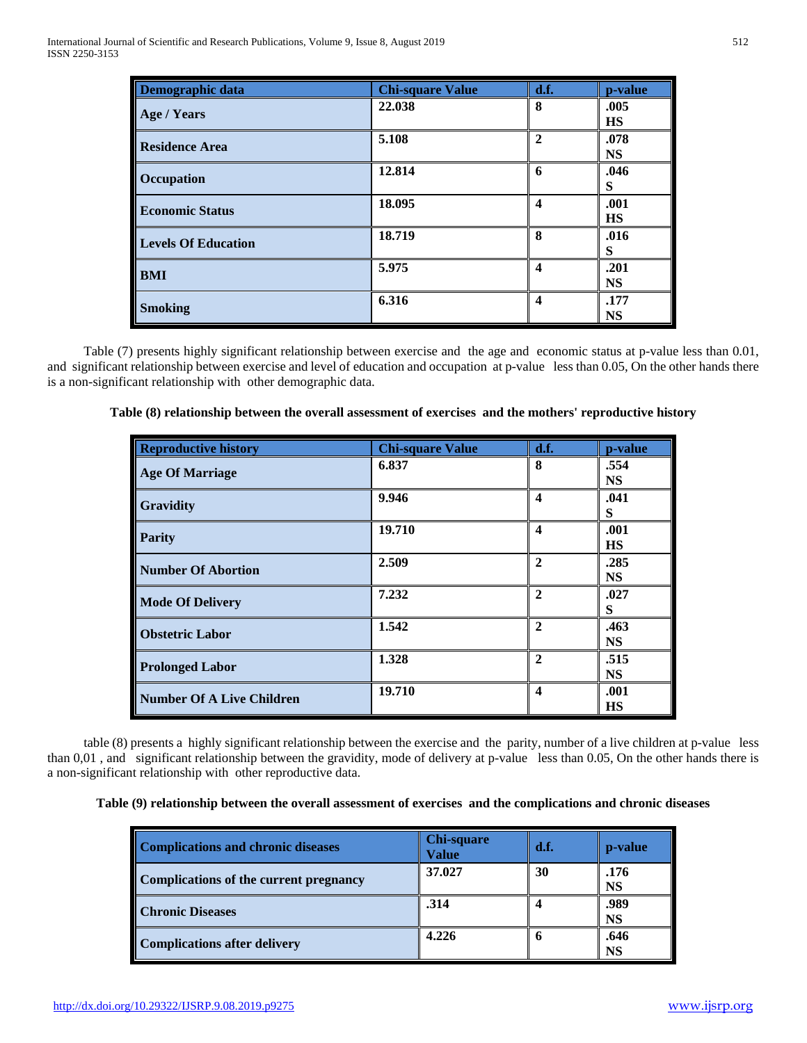| Demographic data | Chi-square Value | d.f. | p-value |
|---|---|---|---|
| Age / Years | 22.038 | 8 | .005 HS |
| Residence Area | 5.108 | 2 | .078 NS |
| Occupation | 12.814 | 6 | .046 S |
| Economic Status | 18.095 | 4 | .001 HS |
| Levels Of Education | 18.719 | 8 | .016 S |
| BMI | 5.975 | 4 | .201 NS |
| Smoking | 6.316 | 4 | .177 NS |

Table (7) presents highly significant relationship between exercise and the age and economic status at p-value less than 0.01, and significant relationship between exercise and level of education and occupation at p-value less than 0.05, On the other hands there is a non-significant relationship with other demographic data.

**Table (8) relationship between the overall assessment of exercises and the mothers' reproductive history**

| Reproductive history | Chi-square Value | d.f. | p-value |
|---|---|---|---|
| Age Of Marriage | 6.837 | 8 | .554 NS |
| Gravidity | 9.946 | 4 | .041 S |
| Parity | 19.710 | 4 | .001 HS |
| Number Of Abortion | 2.509 | 2 | .285 NS |
| Mode Of Delivery | 7.232 | 2 | .027 S |
| Obstetric Labor | 1.542 | 2 | .463 NS |
| Prolonged Labor | 1.328 | 2 | .515 NS |
| Number Of A Live Children | 19.710 | 4 | .001 HS |

table (8) presents a highly significant relationship between the exercise and the parity, number of a live children at p-value less than 0,01 , and significant relationship between the gravidity, mode of delivery at p-value less than 0.05, On the other hands there is a non-significant relationship with other reproductive data.

**Table (9) relationship between the overall assessment of exercises and the complications and chronic diseases**

| Complications and chronic diseases | Chi-square Value | d.f. | p-value |
|---|---|---|---|
| Complications of the current pregnancy | 37.027 | 30 | .176 NS |
| Chronic Diseases | .314 | 4 | .989 NS |
| Complications after delivery | 4.226 | 6 | .646 NS |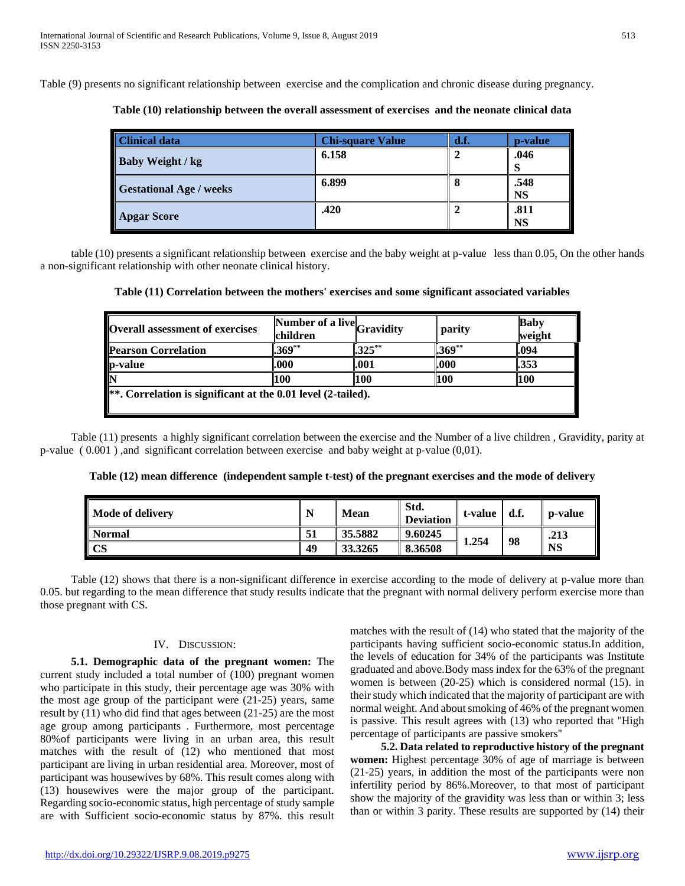Table (9) presents no significant relationship between exercise and the complication and chronic disease during pregnancy.

**Table (10) relationship between the overall assessment of exercises and the neonate clinical data**

| Clinical data | Chi-square Value | d.f. | p-value |
|---|---|---|---|
| **Baby Weight / kg** | **6.158** | **2** | **.046 S** |
| **Gestational Age / weeks** | **6.899** | **8** | **.548 NS** |
| **Apgar Score** | **.420** | **2** | **.811 NS** |

table (10) presents a significant relationship between exercise and the baby weight at p-value less than 0.05, On the other hands a non-significant relationship with other neonate clinical history.

**Table (11) Correlation between the mothers' exercises and some significant associated variables**

| Overall assessment of exercises | Number of a live children | Gravidity | parity | Baby weight |
|---|---|---|---|---|
| **Pearson Correlation** | **.369**\*\* | **.325**\*\* | **.369**\*\* | **.094** |
| **p-value** | **.000** | **.001** | **.000** | **.353** |
| **N** | **100** | **100** | **100** | **100** |
| **\*\*. Correlation is significant at the 0.01 level (2-tailed).** | | | | |

Table (11) presents a highly significant correlation between the exercise and the Number of a live children , Gravidity, parity at p-value ( 0.001 ) ,and significant correlation between exercise and baby weight at p-value (0,01).

**Table (12) mean difference (independent sample t-test) of the pregnant exercises and the mode of delivery**

| Mode of delivery | N | Mean | Std. Deviation | t-value | d.f. | p-value |
|---|---|---|---|---|---|---|
| **Normal** | **51** | **35.5882** | **9.60245** | **1.254** | **98** | **.213 NS** |
| **CS** | **49** | **33.3265** | **8.36508** | | | |

Table (12) shows that there is a non-significant difference in exercise according to the mode of delivery at p-value more than 0.05. but regarding to the mean difference that study results indicate that the pregnant with normal delivery perform exercise more than those pregnant with CS.

# IV. Discussion:

**5.1. Demographic data of the pregnant women:** The current study included a total number of (100) pregnant women who participate in this study, their percentage age was 30% with the most age group of the participant were (21-25) years, same result by (11) who did find that ages between (21-25) are the most age group among participants . Furthermore, most percentage 80%of participants were living in an urban area, this result matches with the result of (12) who mentioned that most participant are living in urban residential area. Moreover, most of participant was housewives by 68%. This result comes along with (13) housewives were the major group of the participant. Regarding socio-economic status, high percentage of study sample are with Sufficient socio-economic status by 87%. this result matches with the result of (14) who stated that the majority of the participants having sufficient socio-economic status.In addition, the levels of education for 34% of the participants was Institute graduated and above.Body mass index for the 63% of the pregnant women is between (20-25) which is considered normal (15). in their study which indicated that the majority of participant are with normal weight. And about smoking of 46% of the pregnant women is passive. This result agrees with (13) who reported that "High percentage of participants are passive smokers"

**5.2. Data related to reproductive history of the pregnant women:** Highest percentage 30% of age of marriage is between (21-25) years, in addition the most of the participants were non infertility period by 86%.Moreover, to that most of participant show the majority of the gravidity was less than or within 3; less than or within 3 parity. These results are supported by (14) their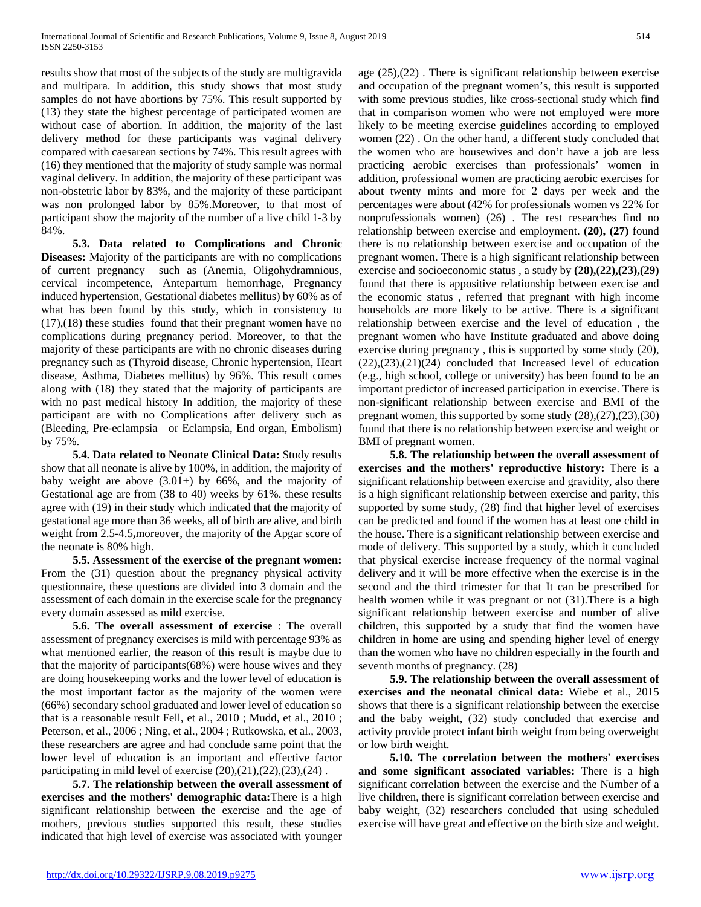results show that most of the subjects of the study are multigravida and multipara. In addition, this study shows that most study samples do not have abortions by 75%. This result supported by (13) they state the highest percentage of participated women are without case of abortion. In addition, the majority of the last delivery method for these participants was vaginal delivery compared with caesarean sections by 74%. This result agrees with (16) they mentioned that the majority of study sample was normal vaginal delivery. In addition, the majority of these participant was non-obstetric labor by 83%, and the majority of these participant was non prolonged labor by 85%.Moreover, to that most of participant show the majority of the number of a live child 1-3 by 84%.

**5.3. Data related to Complications and Chronic Diseases:** Majority of the participants are with no complications of current pregnancy such as (Anemia, Oligohydramnious, cervical incompetence, Antepartum hemorrhage, Pregnancy induced hypertension, Gestational diabetes mellitus) by 60% as of what has been found by this study, which in consistency to (17),(18) these studies found that their pregnant women have no complications during pregnancy period. Moreover, to that the majority of these participants are with no chronic diseases during pregnancy such as (Thyroid disease, Chronic hypertension, Heart disease, Asthma, Diabetes mellitus) by 96%. This result comes along with (18) they stated that the majority of participants are with no past medical history In addition, the majority of these participant are with no Complications after delivery such as (Bleeding, Pre-eclampsia or Eclampsia, End organ, Embolism) by 75%.

**5.4. Data related to Neonate Clinical Data:** Study results show that all neonate is alive by 100%, in addition, the majority of baby weight are above (3.01+) by 66%, and the majority of Gestational age are from (38 to 40) weeks by 61%. these results agree with (19) in their study which indicated that the majority of gestational age more than 36 weeks, all of birth are alive, and birth weight from 2.5-4.5**,**moreover, the majority of the Apgar score of the neonate is 80% high.

**5.5. Assessment of the exercise of the pregnant women:** From the (31) question about the pregnancy physical activity questionnaire, these questions are divided into 3 domain and the assessment of each domain in the exercise scale for the pregnancy every domain assessed as mild exercise.

**5.6. The overall assessment of exercise** : The overall assessment of pregnancy exercises is mild with percentage 93% as what mentioned earlier, the reason of this result is maybe due to that the majority of participants(68%) were house wives and they are doing housekeeping works and the lower level of education is the most important factor as the majority of the women were (66%) secondary school graduated and lower level of education so that is a reasonable result Fell, et al., 2010 ; Mudd, et al., 2010 ; Peterson, et al., 2006 ; Ning, et al., 2004 ; Rutkowska, et al., 2003, these researchers are agree and had conclude same point that the lower level of education is an important and effective factor participating in mild level of exercise (20),(21),(22),(23),(24) .

**5.7. The relationship between the overall assessment of exercises and the mothers' demographic data:**There is a high significant relationship between the exercise and the age of mothers, previous studies supported this result, these studies indicated that high level of exercise was associated with younger age (25),(22) . There is significant relationship between exercise and occupation of the pregnant women's, this result is supported with some previous studies, like cross-sectional study which find that in comparison women who were not employed were more likely to be meeting exercise guidelines according to employed women (22) . On the other hand, a different study concluded that the women who are housewives and don't have a job are less practicing aerobic exercises than professionals' women in addition, professional women are practicing aerobic exercises for about twenty mints and more for 2 days per week and the percentages were about (42% for professionals women vs 22% for nonprofessionals women) (26) . The rest researches find no relationship between exercise and employment. **(20), (27)** found there is no relationship between exercise and occupation of the pregnant women. There is a high significant relationship between exercise and socioeconomic status , a study by **(28),(22),(23),(29)** found that there is appositive relationship between exercise and the economic status , referred that pregnant with high income households are more likely to be active. There is a significant relationship between exercise and the level of education , the pregnant women who have Institute graduated and above doing exercise during pregnancy , this is supported by some study (20), (22),(23),(21)(24) concluded that Increased level of education (e.g., high school, college or university) has been found to be an important predictor of increased participation in exercise. There is non-significant relationship between exercise and BMI of the pregnant women, this supported by some study (28),(27),(23),(30) found that there is no relationship between exercise and weight or BMI of pregnant women.

**5.8. The relationship between the overall assessment of exercises and the mothers' reproductive history:** There is a significant relationship between exercise and gravidity, also there is a high significant relationship between exercise and parity, this supported by some study, (28) find that higher level of exercises can be predicted and found if the women has at least one child in the house. There is a significant relationship between exercise and mode of delivery. This supported by a study, which it concluded that physical exercise increase frequency of the normal vaginal delivery and it will be more effective when the exercise is in the second and the third trimester for that It can be prescribed for health women while it was pregnant or not (31).There is a high significant relationship between exercise and number of alive children, this supported by a study that find the women have children in home are using and spending higher level of energy than the women who have no children especially in the fourth and seventh months of pregnancy. (28)

**5.9. The relationship between the overall assessment of exercises and the neonatal clinical data:** Wiebe et al., 2015 shows that there is a significant relationship between the exercise and the baby weight, (32) study concluded that exercise and activity provide protect infant birth weight from being overweight or low birth weight.

**5.10. The correlation between the mothers' exercises and some significant associated variables:** There is a high significant correlation between the exercise and the Number of a live children, there is significant correlation between exercise and baby weight, (32) researchers concluded that using scheduled exercise will have great and effective on the birth size and weight.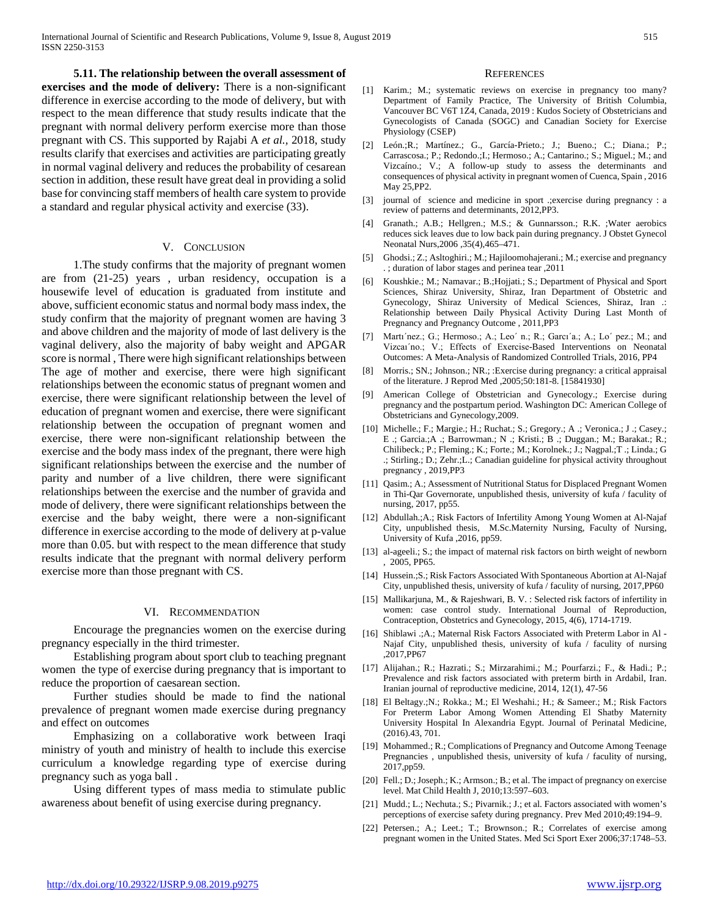**5.11. The relationship between the overall assessment of exercises and the mode of delivery:** There is a non-significant difference in exercise according to the mode of delivery, but with respect to the mean difference that study results indicate that the pregnant with normal delivery perform exercise more than those pregnant with CS. This supported by Rajabi A *et al.,* 2018, study results clarify that exercises and activities are participating greatly in normal vaginal delivery and reduces the probability of cesarean section in addition, these result have great deal in providing a solid base for convincing staff members of health care system to provide a standard and regular physical activity and exercise (33).

## V. Conclusion

1.The study confirms that the majority of pregnant women are from (21-25) years , urban residency, occupation is a housewife level of education is graduated from institute and above, sufficient economic status and normal body mass index, the study confirm that the majority of pregnant women are having 3 and above children and the majority of mode of last delivery is the vaginal delivery, also the majority of baby weight and APGAR score is normal , There were high significant relationships between The age of mother and exercise, there were high significant relationships between the economic status of pregnant women and exercise, there were significant relationship between the level of education of pregnant women and exercise, there were significant relationship between the occupation of pregnant women and exercise, there were non-significant relationship between the exercise and the body mass index of the pregnant, there were high significant relationships between the exercise and the number of parity and number of a live children, there were significant relationships between the exercise and the number of gravida and mode of delivery, there were significant relationships between the exercise and the baby weight, there were a non-significant difference in exercise according to the mode of delivery at p-value more than 0.05. but with respect to the mean difference that study results indicate that the pregnant with normal delivery perform exercise more than those pregnant with CS.

## VI. Recommendation

Encourage the pregnancies women on the exercise during pregnancy especially in the third trimester.

Establishing program about sport club to teaching pregnant women the type of exercise during pregnancy that is important to reduce the proportion of caesarean section.

Further studies should be made to find the national prevalence of pregnant women made exercise during pregnancy and effect on outcomes

Emphasizing on a collaborative work between Iraqi ministry of youth and ministry of health to include this exercise curriculum a knowledge regarding type of exercise during pregnancy such as yoga ball .

Using different types of mass media to stimulate public awareness about benefit of using exercise during pregnancy.

## References

[1] Karim.; M.; systematic reviews on exercise in pregnancy too many? Department of Family Practice, The University of British Columbia, Vancouver BC V6T 1Z4, Canada, 2019 : Kudos Society of Obstetricians and Gynecologists of Canada (SOGC) and Canadian Society for Exercise Physiology (CSEP)

[2] León.;R.; Martínez.; G., García-Prieto.; J.; Bueno.; C.; Diana.; P.; Carrascosa.; P.; Redondo.;I.; Hermoso.; A.; Cantarino.; S.; Miguel.; M.; and Vizcaíno.; V.; A follow-up study to assess the determinants and consequences of physical activity in pregnant women of Cuenca, Spain , 2016 May 25,PP2.

[3] journal of science and medicine in sport .;exercise during pregnancy : a review of patterns and determinants, 2012,PP3.

[4] Granath.; A.B.; Hellgren.; M.S.; & Gunnarsson.; R.K. ;Water aerobics reduces sick leaves due to low back pain during pregnancy. J Obstet Gynecol Neonatal Nurs,2006 ,35(4),465–471.

[5] Ghodsi.; Z.; Asltoghiri.; M.; Hajiloomohajerani.; M.; exercise and pregnancy . ; duration of labor stages and perinea tear ,2011

[6] Koushkie.; M.; Namavar.; B.;Hojjati.; S.; Department of Physical and Sport Sciences, Shiraz University, Shiraz, Iran Department of Obstetric and Gynecology, Shiraz University of Medical Sciences, Shiraz, Iran .: Relationship between Daily Physical Activity During Last Month of Pregnancy and Pregnancy Outcome , 2011,PP3

[7] Martı´nez.; G.; Hermoso.; A.; Leo´ n.; R.; Garcı´a.; A.; Lo´ pez.; M.; and Vizcaı´no.; V.; Effects of Exercise-Based Interventions on Neonatal Outcomes: A Meta-Analysis of Randomized Controlled Trials, 2016, PP4

[8] Morris.; SN.; Johnson.; NR.; :Exercise during pregnancy: a critical appraisal of the literature. J Reprod Med ,2005;50:181-8. [15841930]

[9] American College of Obstetrician and Gynecology.; Exercise during pregnancy and the postpartum period. Washington DC: American College of Obstetricians and Gynecology,2009.

[10] Michelle.; F.; Margie.; H.; Ruchat.; S.; Gregory.; A .; Veronica.; J .; Casey.; E .; Garcia.;A .; Barrowman.; N .; Kristi.; B .; Duggan.; M.; Barakat.; R.; Chilibeck.; P.; Fleming.; K.; Forte.; M.; Korolnek.; J.; Nagpal.;T .; Linda.; G .; Stirling.; D.; Zehr.;L.; Canadian guideline for physical activity throughout pregnancy , 2019,PP3

[11] Qasim.; A.; Assessment of Nutritional Status for Displaced Pregnant Women in Thi-Qar Governorate, unpublished thesis, university of kufa / faculty of nursing, 2017, pp55.

[12] Abdullah.;A.; Risk Factors of Infertility Among Young Women at Al-Najaf City, unpublished thesis, M.Sc.Maternity Nursing, Faculty of Nursing, University of Kufa ,2016, pp59.

[13] al-ageeli.; S.; the impact of maternal risk factors on birth weight of newborn , 2005, PP65.

[14] Hussein.;S.; Risk Factors Associated With Spontaneous Abortion at Al-Najaf City, unpublished thesis, university of kufa / faculty of nursing, 2017,PP60

[15] Mallikarjuna, M., & Rajeshwari, B. V. : Selected risk factors of infertility in women: case control study. International Journal of Reproduction, Contraception, Obstetrics and Gynecology, 2015, 4(6), 1714-1719.

[16] Shiblawi .;A.; Maternal Risk Factors Associated with Preterm Labor in Al - Najaf City, unpublished thesis, university of kufa / faculty of nursing ,2017,PP67

[17] Alijahan.; R.; Hazrati.; S.; Mirzarahimi.; M.; Pourfarzi.; F., & Hadi.; P.; Prevalence and risk factors associated with preterm birth in Ardabil, Iran. Iranian journal of reproductive medicine, 2014, 12(1), 47-56

[18] El Beltagy.;N.; Rokka.; M.; El Weshahi.; H.; & Sameer.; M.; Risk Factors For Preterm Labor Among Women Attending El Shatby Maternity University Hospital In Alexandria Egypt. Journal of Perinatal Medicine, (2016).43, 701.

[19] Mohammed.; R.; Complications of Pregnancy and Outcome Among Teenage Pregnancies , unpublished thesis, university of kufa / faculty of nursing, 2017,pp59.

[20] Fell.; D.; Joseph.; K.; Armson.; B.; et al. The impact of pregnancy on exercise level. Mat Child Health J, 2010;13:597–603.

[21] Mudd.; L.; Nechuta.; S.; Pivarnik.; J.; et al. Factors associated with women's perceptions of exercise safety during pregnancy. Prev Med 2010;49:194–9.

[22] Petersen.; A.; Leet.; T.; Brownson.; R.; Correlates of exercise among pregnant women in the United States. Med Sci Sport Exer 2006;37:1748–53.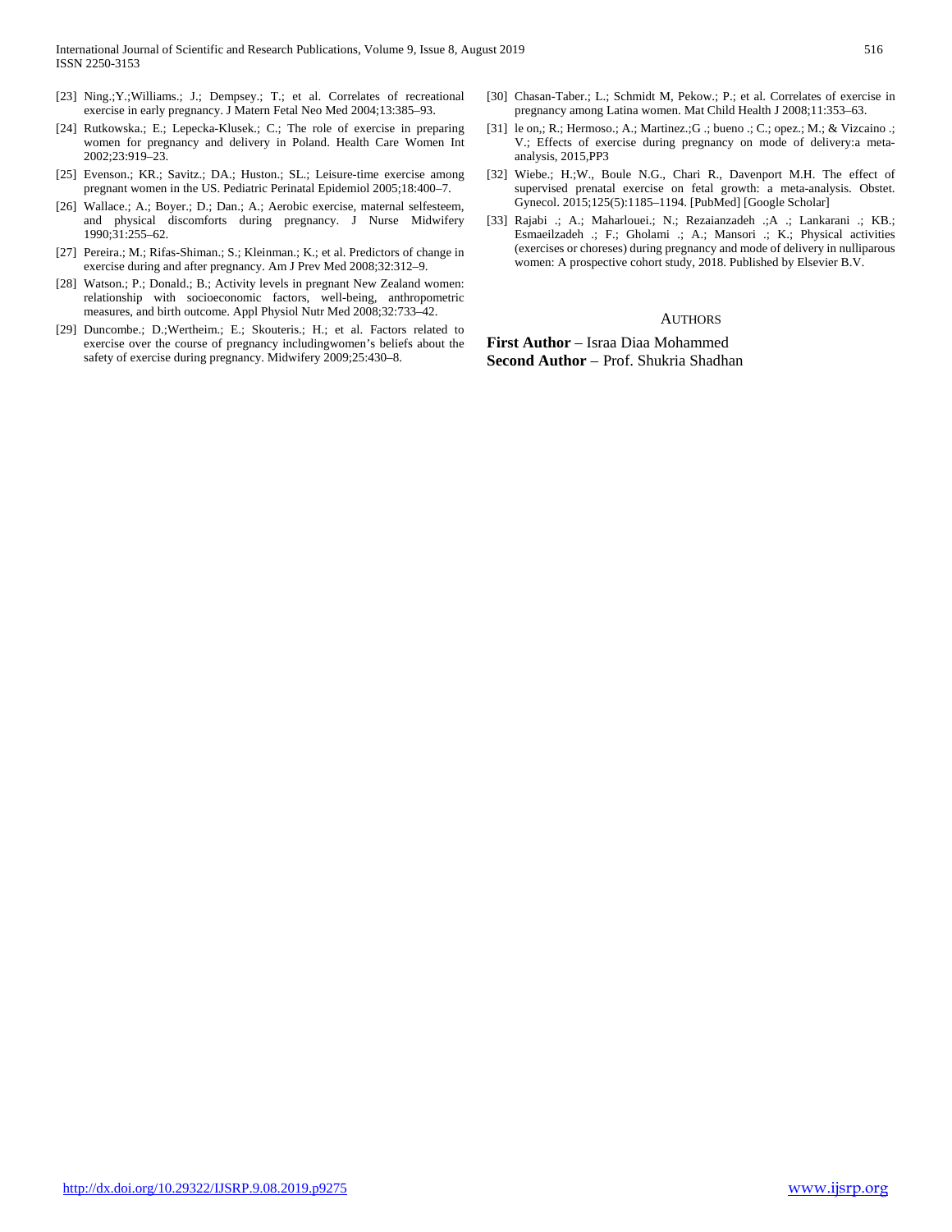[23] Ning.;Y.;Williams.; J.; Dempsey.; T.; et al. Correlates of recreational exercise in early pregnancy. J Matern Fetal Neo Med 2004;13:385–93.

[24] Rutkowska.; E.; Lepecka-Klusek.; C.; The role of exercise in preparing women for pregnancy and delivery in Poland. Health Care Women Int 2002;23:919–23.

[25] Evenson.; KR.; Savitz.; DA.; Huston.; SL.; Leisure-time exercise among pregnant women in the US. Pediatric Perinatal Epidemiol 2005;18:400–7.

[26] Wallace.; A.; Boyer.; D.; Dan.; A.; Aerobic exercise, maternal selfesteem, and physical discomforts during pregnancy. J Nurse Midwifery 1990;31:255–62.

[27] Pereira.; M.; Rifas-Shiman.; S.; Kleinman.; K.; et al. Predictors of change in exercise during and after pregnancy. Am J Prev Med 2008;32:312–9.

[28] Watson.; P.; Donald.; B.; Activity levels in pregnant New Zealand women: relationship with socioeconomic factors, well-being, anthropometric measures, and birth outcome. Appl Physiol Nutr Med 2008;32:733–42.

[29] Duncombe.; D.;Wertheim.; E.; Skouteris.; H.; et al. Factors related to exercise over the course of pregnancy includingwomen's beliefs about the safety of exercise during pregnancy. Midwifery 2009;25:430–8.

[30] Chasan-Taber.; L.; Schmidt M, Pekow.; P.; et al. Correlates of exercise in pregnancy among Latina women. Mat Child Health J 2008;11:353–63.

[31] le on,; R.; Hermoso.; A.; Martinez.;G .; bueno .; C.; opez.; M.; & Vizcaino .; V.; Effects of exercise during pregnancy on mode of delivery:a meta-analysis, 2015,PP3

[32] Wiebe.; H.;W., Boule N.G., Chari R., Davenport M.H. The effect of supervised prenatal exercise on fetal growth: a meta-analysis. Obstet. Gynecol. 2015;125(5):1185–1194. [PubMed] [Google Scholar]

[33] Rajabi .; A.; Maharlouei.; N.; Rezaianzadeh .;A .; Lankarani .; KB.; Esmaeilzadeh .; F.; Gholami .; A.; Mansori .; K.; Physical activities (exercises or choreses) during pregnancy and mode of delivery in nulliparous women: A prospective cohort study, 2018. Published by Elsevier B.V.

## AUTHORS

**First Author** – Israa Diaa Mohammed
**Second Author** – Prof. Shukria Shadhan

http://dx.doi.org/10.29322/IJSRP.9.08.2019.p9275 www.ijsrp.org